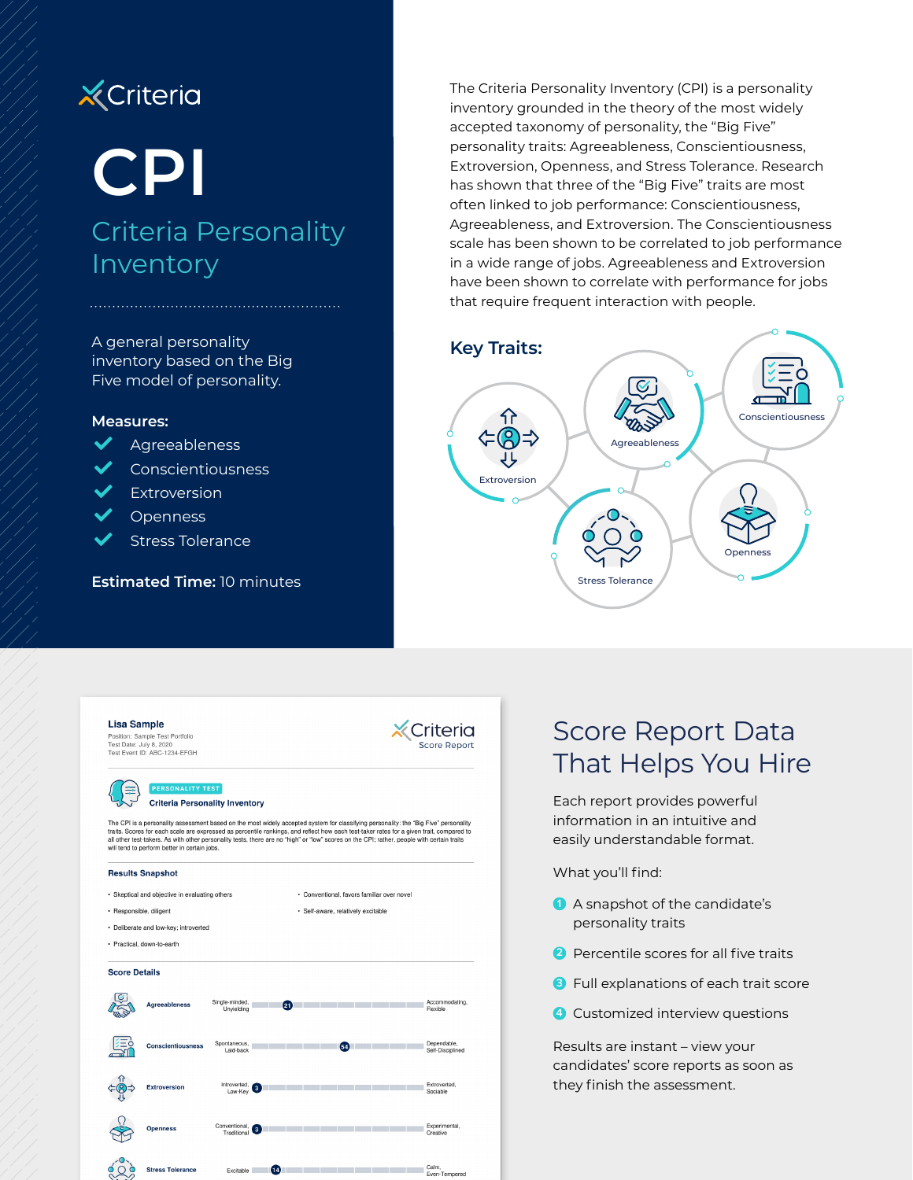Criteria

# CPI

## Criteria Personality Inventory

A general personality inventory based on the Big Five model of personality.

**Measures:**

- Agreeableness
- Conscientiousness
- Extroversion
- Openness
- Stress Tolerance

**Estimated Time:** 10 minutes

The Criteria Personality Inventory (CPI) is a personality inventory grounded in the theory of the most widely accepted taxonomy of personality, the "Big Five" personality traits: Agreeableness, Conscientiousness, Extroversion, Openness, and Stress Tolerance. Research has shown that three of the "Big Five" traits are most often linked to job performance: Conscientiousness, Agreeableness, and Extroversion. The Conscientiousness scale has been shown to be correlated to job performance in a wide range of jobs. Agreeableness and Extroversion have been shown to correlate with performance for jobs that require frequent interaction with people.

### Key Traits:

- Extroversion
- Agreeableness
- Conscientiousness
- Stress Tolerance
- Openness

---

**Lisa Sample**
Position: Sample Test Portfolio
Test Date: July 8, 2020
Test Event ID: ABC-1234-EFGH

Criteria Score Report

PERSONALITY TEST
**Criteria Personality Inventory**

The CPI is a personality assessment based on the most widely accepted system for classifying personality: the "Big Five" personality traits. Scores for each scale are expressed as percentile rankings, and reflect how each test-taker rates for a given trait, compared to all other test-takers. As with other personality tests, there are no "high" or "low" scores on the CPI; rather, people with certain traits will tend to perform better in certain jobs.

**Results Snapshot**

- Skeptical and objective in evaluating others
- Responsible, diligent
- Deliberate and low-key; introverted
- Practical, down-to-earth
- Conventional, favors familiar over novel
- Self-aware, relatively excitable

**Score Details**

| Trait | Low End | Score | High End |
|---|---|---|---|
| Agreeableness | Single-minded, Unyielding | 21 | Accommodating, Flexible |
| Conscientiousness | Spontaneous, Laid-back | 54 | Dependable, Self-Disciplined |
| Extroversion | Introverted, Low-Key | 3 | Extroverted, Sociable |
| Openness | Conventional, Traditional | 3 | Experimental, Creative |
| Stress Tolerance | Excitable | 14 | Calm, Even-Tempered |

## Score Report Data That Helps You Hire

Each report provides powerful information in an intuitive and easily understandable format.

What you'll find:

1. A snapshot of the candidate's personality traits
2. Percentile scores for all five traits
3. Full explanations of each trait score
4. Customized interview questions

Results are instant – view your candidates' score reports as soon as they finish the assessment.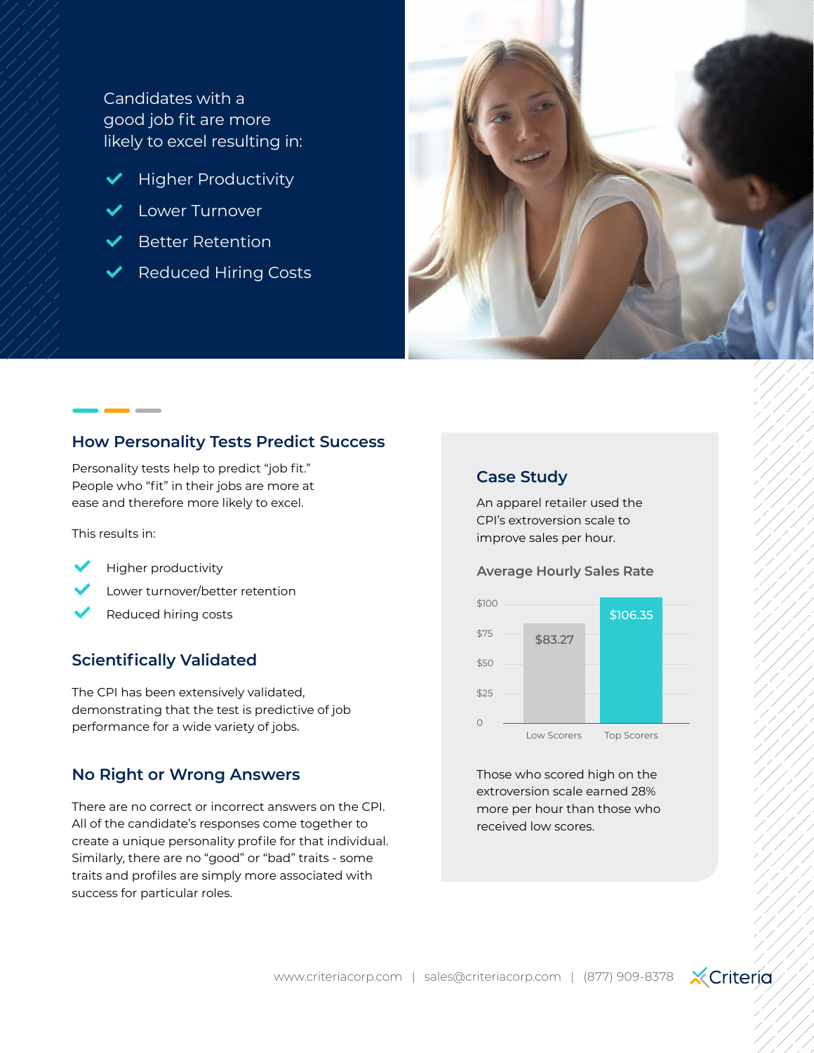Candidates with a good job fit are more likely to excel resulting in:

- Higher Productivity
- Lower Turnover
- Better Retention
- Reduced Hiring Costs

## How Personality Tests Predict Success

Personality tests help to predict “job fit.” People who “fit” in their jobs are more at ease and therefore more likely to excel.

This results in:

- Higher productivity
- Lower turnover/better retention
- Reduced hiring costs

## Scientifically Validated

The CPI has been extensively validated, demonstrating that the test is predictive of job performance for a wide variety of jobs.

## No Right or Wrong Answers

There are no correct or incorrect answers on the CPI. All of the candidate’s responses come together to create a unique personality profile for that individual. Similarly, there are no “good” or “bad” traits - some traits and profiles are simply more associated with success for particular roles.

## Case Study

An apparel retailer used the CPI’s extroversion scale to improve sales per hour.

### Average Hourly Sales Rate

$100
$75
$50
$25
0

$83.27
$106.35

Low Scorers
Top Scorers

Those who scored high on the extroversion scale earned 28% more per hour than those who received low scores.

www.criteriacorp.com | sales@criteriacorp.com | (877) 909-8378 Criteria